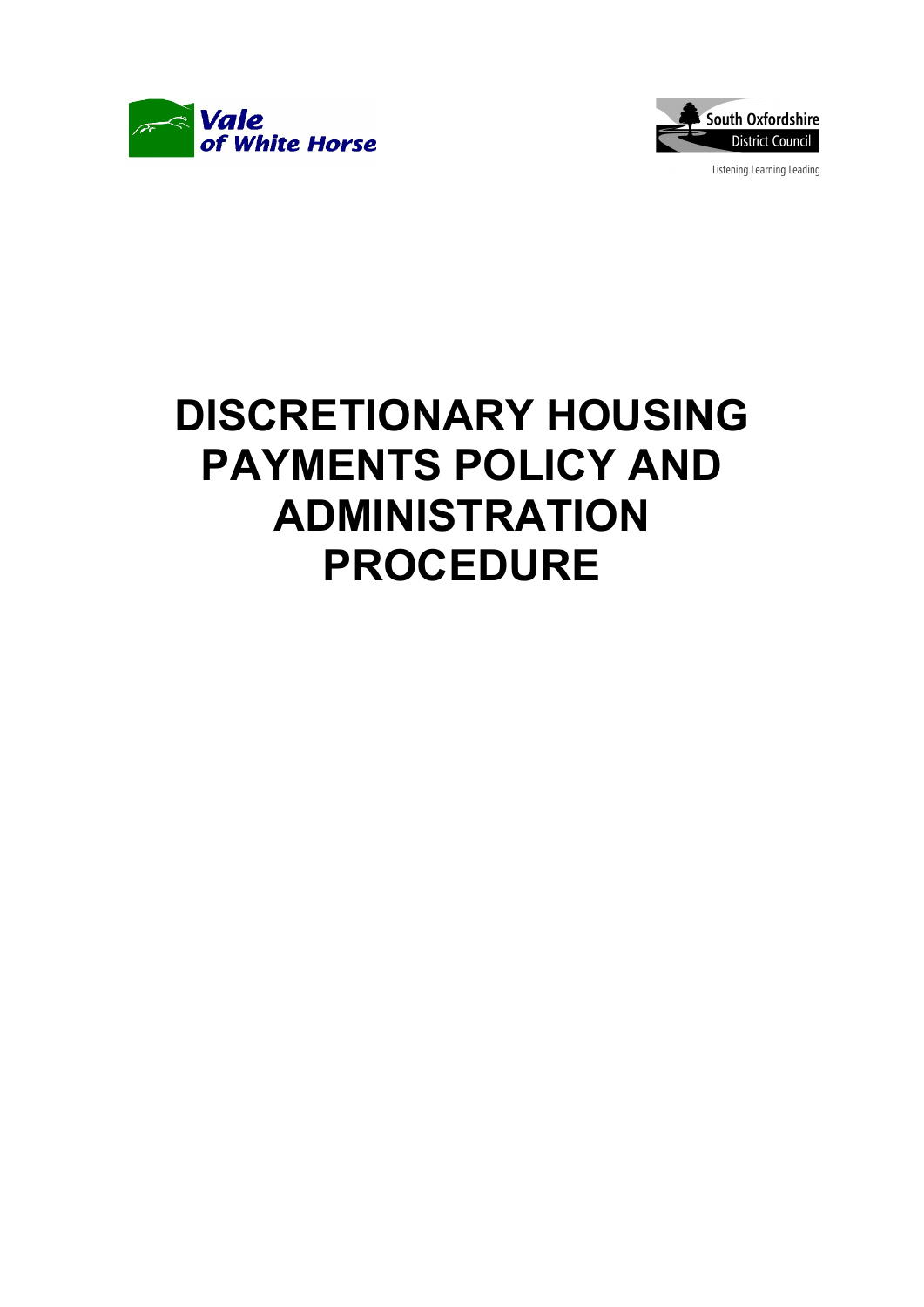Vale of White Horse

South Oxfordshire District Council

Listening Learning Leading

# DISCRETIONARY HOUSING PAYMENTS POLICY AND ADMINISTRATION PROCEDURE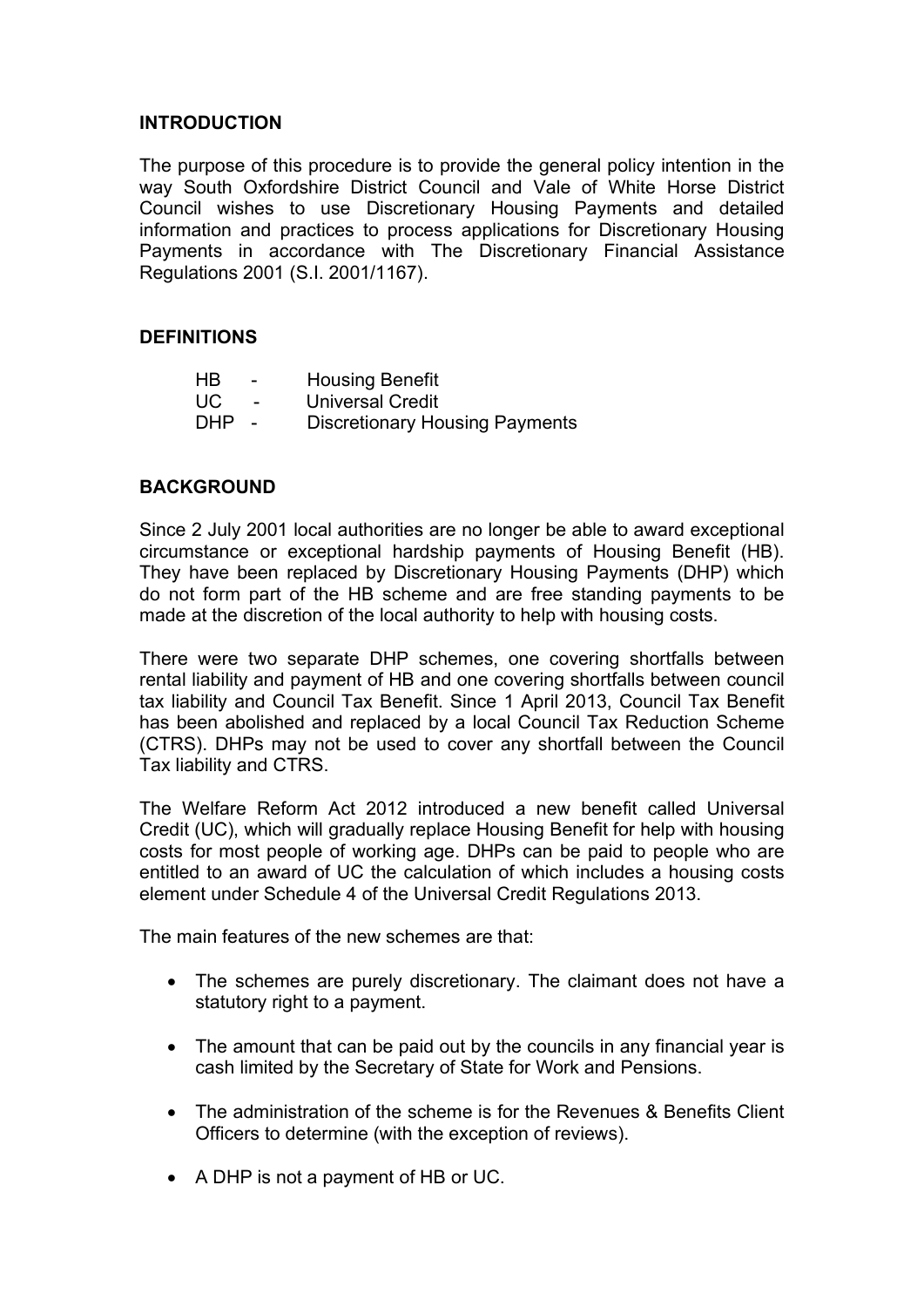## INTRODUCTION

The purpose of this procedure is to provide the general policy intention in the way South Oxfordshire District Council and Vale of White Horse District Council wishes to use Discretionary Housing Payments and detailed information and practices to process applications for Discretionary Housing Payments in accordance with The Discretionary Financial Assistance Regulations 2001 (S.I. 2001/1167).

## DEFINITIONS

| | | |
|---|---|---|
| HB | - | Housing Benefit |
| UC | - | Universal Credit |
| DHP | - | Discretionary Housing Payments |

## BACKGROUND

Since 2 July 2001 local authorities are no longer be able to award exceptional circumstance or exceptional hardship payments of Housing Benefit (HB). They have been replaced by Discretionary Housing Payments (DHP) which do not form part of the HB scheme and are free standing payments to be made at the discretion of the local authority to help with housing costs.

There were two separate DHP schemes, one covering shortfalls between rental liability and payment of HB and one covering shortfalls between council tax liability and Council Tax Benefit. Since 1 April 2013, Council Tax Benefit has been abolished and replaced by a local Council Tax Reduction Scheme (CTRS). DHPs may not be used to cover any shortfall between the Council Tax liability and CTRS.

The Welfare Reform Act 2012 introduced a new benefit called Universal Credit (UC), which will gradually replace Housing Benefit for help with housing costs for most people of working age. DHPs can be paid to people who are entitled to an award of UC the calculation of which includes a housing costs element under Schedule 4 of the Universal Credit Regulations 2013.

The main features of the new schemes are that:

- The schemes are purely discretionary. The claimant does not have a statutory right to a payment.
- The amount that can be paid out by the councils in any financial year is cash limited by the Secretary of State for Work and Pensions.
- The administration of the scheme is for the Revenues & Benefits Client Officers to determine (with the exception of reviews).
- A DHP is not a payment of HB or UC.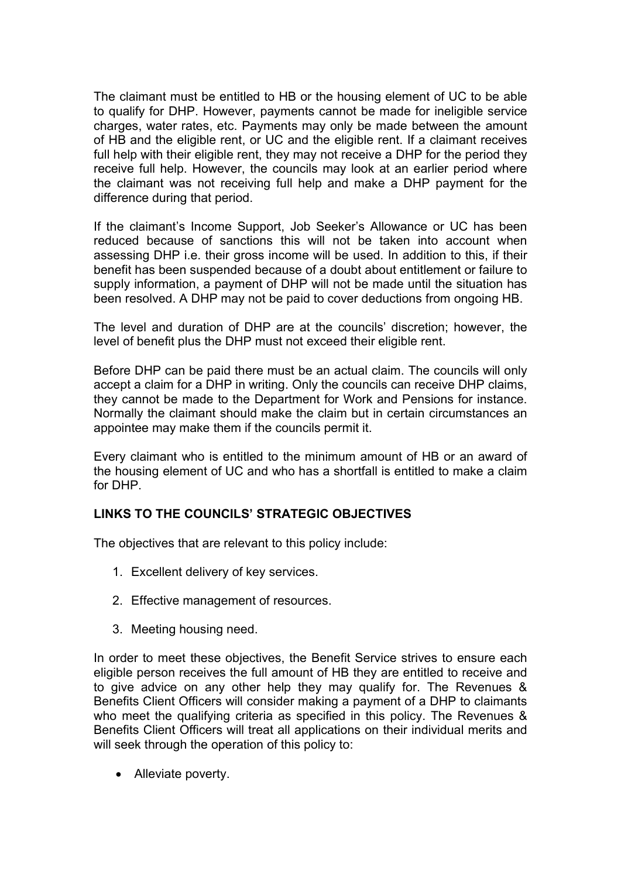The claimant must be entitled to HB or the housing element of UC to be able to qualify for DHP. However, payments cannot be made for ineligible service charges, water rates, etc. Payments may only be made between the amount of HB and the eligible rent, or UC and the eligible rent. If a claimant receives full help with their eligible rent, they may not receive a DHP for the period they receive full help. However, the councils may look at an earlier period where the claimant was not receiving full help and make a DHP payment for the difference during that period.

If the claimant's Income Support, Job Seeker's Allowance or UC has been reduced because of sanctions this will not be taken into account when assessing DHP i.e. their gross income will be used. In addition to this, if their benefit has been suspended because of a doubt about entitlement or failure to supply information, a payment of DHP will not be made until the situation has been resolved. A DHP may not be paid to cover deductions from ongoing HB.

The level and duration of DHP are at the councils' discretion; however, the level of benefit plus the DHP must not exceed their eligible rent.

Before DHP can be paid there must be an actual claim. The councils will only accept a claim for a DHP in writing. Only the councils can receive DHP claims, they cannot be made to the Department for Work and Pensions for instance. Normally the claimant should make the claim but in certain circumstances an appointee may make them if the councils permit it.

Every claimant who is entitled to the minimum amount of HB or an award of the housing element of UC and who has a shortfall is entitled to make a claim for DHP.

**LINKS TO THE COUNCILS' STRATEGIC OBJECTIVES**

The objectives that are relevant to this policy include:

1. Excellent delivery of key services.
2. Effective management of resources.
3. Meeting housing need.

In order to meet these objectives, the Benefit Service strives to ensure each eligible person receives the full amount of HB they are entitled to receive and to give advice on any other help they may qualify for. The Revenues & Benefits Client Officers will consider making a payment of a DHP to claimants who meet the qualifying criteria as specified in this policy. The Revenues & Benefits Client Officers will treat all applications on their individual merits and will seek through the operation of this policy to:

- Alleviate poverty.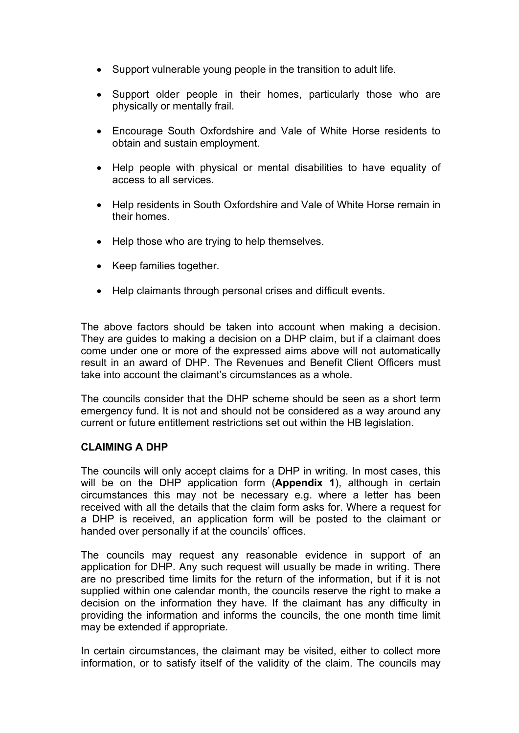- Support vulnerable young people in the transition to adult life.
- Support older people in their homes, particularly those who are physically or mentally frail.
- Encourage South Oxfordshire and Vale of White Horse residents to obtain and sustain employment.
- Help people with physical or mental disabilities to have equality of access to all services.
- Help residents in South Oxfordshire and Vale of White Horse remain in their homes.
- Help those who are trying to help themselves.
- Keep families together.
- Help claimants through personal crises and difficult events.

The above factors should be taken into account when making a decision. They are guides to making a decision on a DHP claim, but if a claimant does come under one or more of the expressed aims above will not automatically result in an award of DHP. The Revenues and Benefit Client Officers must take into account the claimant's circumstances as a whole.

The councils consider that the DHP scheme should be seen as a short term emergency fund. It is not and should not be considered as a way around any current or future entitlement restrictions set out within the HB legislation.

**CLAIMING A DHP**

The councils will only accept claims for a DHP in writing. In most cases, this will be on the DHP application form (**Appendix 1**), although in certain circumstances this may not be necessary e.g. where a letter has been received with all the details that the claim form asks for. Where a request for a DHP is received, an application form will be posted to the claimant or handed over personally if at the councils' offices.

The councils may request any reasonable evidence in support of an application for DHP. Any such request will usually be made in writing. There are no prescribed time limits for the return of the information, but if it is not supplied within one calendar month, the councils reserve the right to make a decision on the information they have. If the claimant has any difficulty in providing the information and informs the councils, the one month time limit may be extended if appropriate.

In certain circumstances, the claimant may be visited, either to collect more information, or to satisfy itself of the validity of the claim. The councils may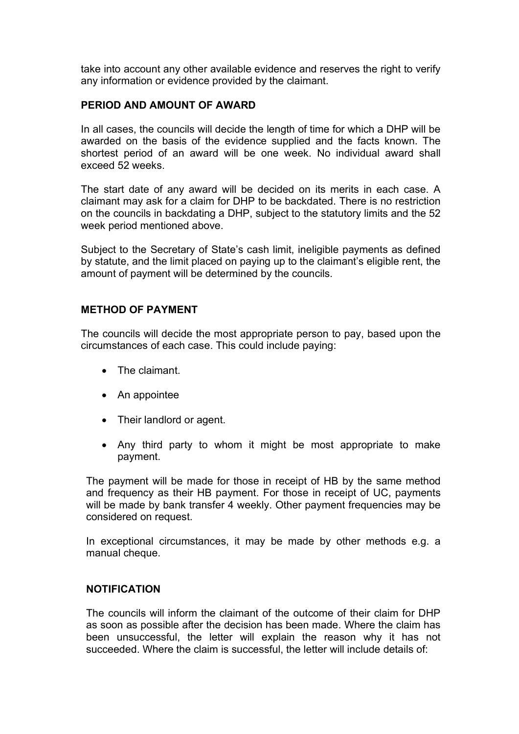take into account any other available evidence and reserves the right to verify any information or evidence provided by the claimant.

## PERIOD AND AMOUNT OF AWARD

In all cases, the councils will decide the length of time for which a DHP will be awarded on the basis of the evidence supplied and the facts known. The shortest period of an award will be one week. No individual award shall exceed 52 weeks.

The start date of any award will be decided on its merits in each case. A claimant may ask for a claim for DHP to be backdated. There is no restriction on the councils in backdating a DHP, subject to the statutory limits and the 52 week period mentioned above.

Subject to the Secretary of State's cash limit, ineligible payments as defined by statute, and the limit placed on paying up to the claimant's eligible rent, the amount of payment will be determined by the councils.

## METHOD OF PAYMENT

The councils will decide the most appropriate person to pay, based upon the circumstances of each case. This could include paying:

- The claimant.
- An appointee
- Their landlord or agent.
- Any third party to whom it might be most appropriate to make payment.

The payment will be made for those in receipt of HB by the same method and frequency as their HB payment. For those in receipt of UC, payments will be made by bank transfer 4 weekly. Other payment frequencies may be considered on request.

In exceptional circumstances, it may be made by other methods e.g. a manual cheque.

## NOTIFICATION

The councils will inform the claimant of the outcome of their claim for DHP as soon as possible after the decision has been made. Where the claim has been unsuccessful, the letter will explain the reason why it has not succeeded. Where the claim is successful, the letter will include details of: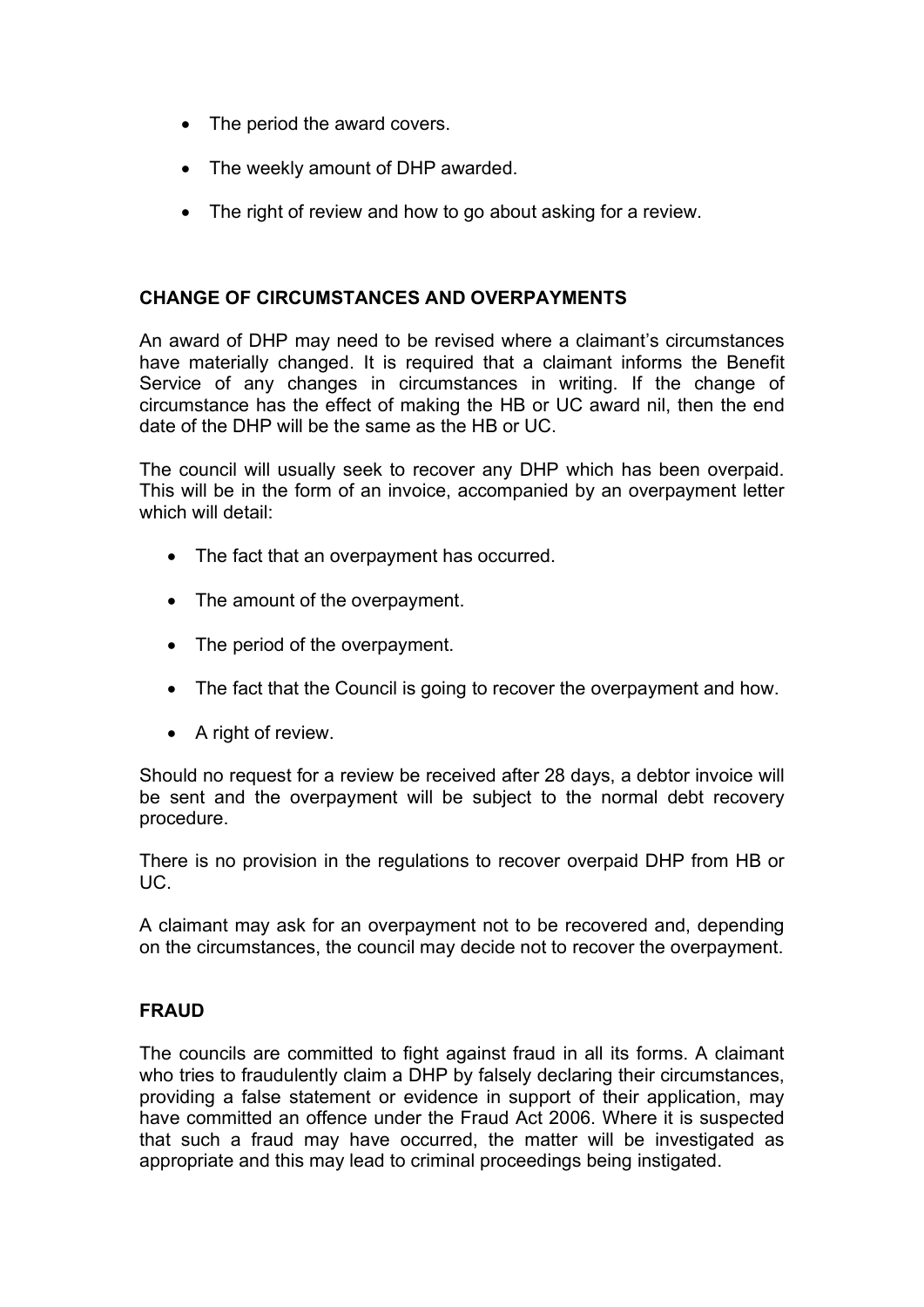- The period the award covers.
- The weekly amount of DHP awarded.
- The right of review and how to go about asking for a review.

## CHANGE OF CIRCUMSTANCES AND OVERPAYMENTS

An award of DHP may need to be revised where a claimant's circumstances have materially changed. It is required that a claimant informs the Benefit Service of any changes in circumstances in writing. If the change of circumstance has the effect of making the HB or UC award nil, then the end date of the DHP will be the same as the HB or UC.

The council will usually seek to recover any DHP which has been overpaid. This will be in the form of an invoice, accompanied by an overpayment letter which will detail:

- The fact that an overpayment has occurred.
- The amount of the overpayment.
- The period of the overpayment.
- The fact that the Council is going to recover the overpayment and how.
- A right of review.

Should no request for a review be received after 28 days, a debtor invoice will be sent and the overpayment will be subject to the normal debt recovery procedure.

There is no provision in the regulations to recover overpaid DHP from HB or UC.

A claimant may ask for an overpayment not to be recovered and, depending on the circumstances, the council may decide not to recover the overpayment.

## FRAUD

The councils are committed to fight against fraud in all its forms. A claimant who tries to fraudulently claim a DHP by falsely declaring their circumstances, providing a false statement or evidence in support of their application, may have committed an offence under the Fraud Act 2006. Where it is suspected that such a fraud may have occurred, the matter will be investigated as appropriate and this may lead to criminal proceedings being instigated.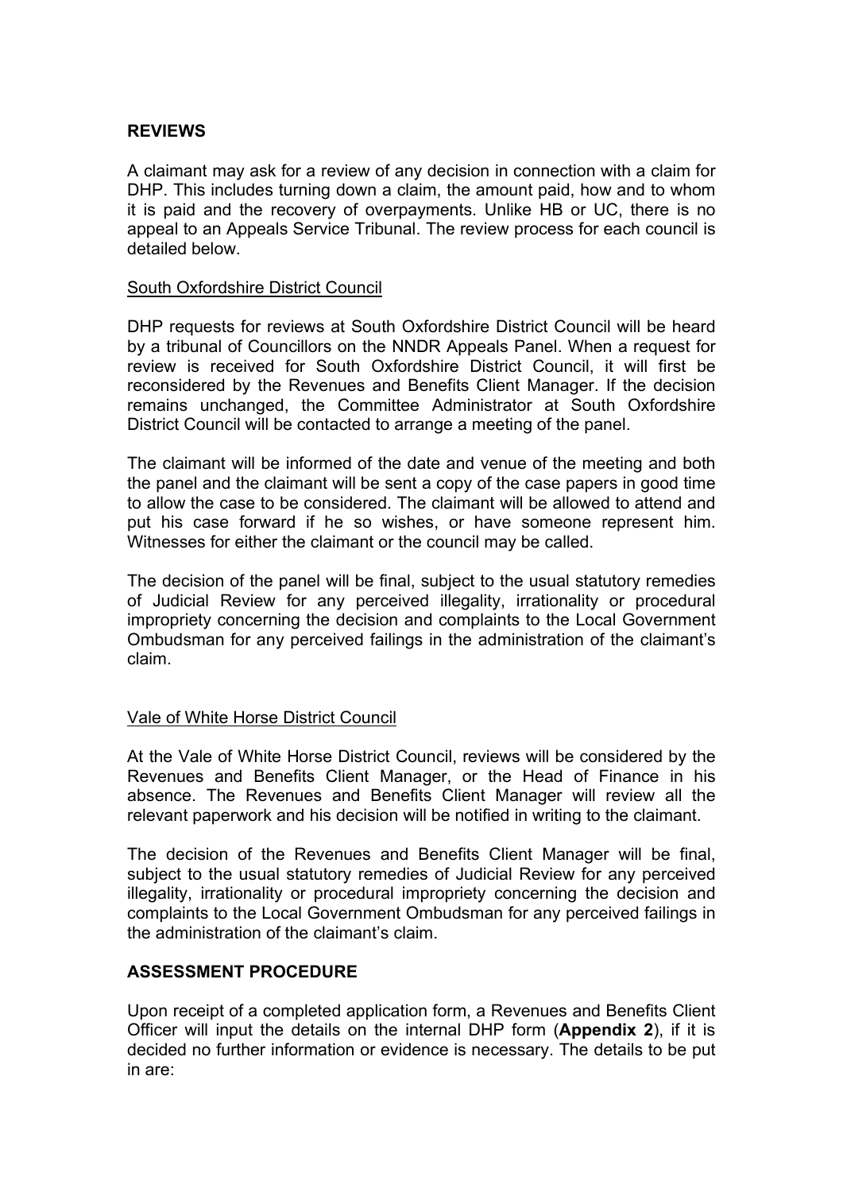## REVIEWS

A claimant may ask for a review of any decision in connection with a claim for DHP. This includes turning down a claim, the amount paid, how and to whom it is paid and the recovery of overpayments. Unlike HB or UC, there is no appeal to an Appeals Service Tribunal. The review process for each council is detailed below.

### South Oxfordshire District Council

DHP requests for reviews at South Oxfordshire District Council will be heard by a tribunal of Councillors on the NNDR Appeals Panel. When a request for review is received for South Oxfordshire District Council, it will first be reconsidered by the Revenues and Benefits Client Manager. If the decision remains unchanged, the Committee Administrator at South Oxfordshire District Council will be contacted to arrange a meeting of the panel.

The claimant will be informed of the date and venue of the meeting and both the panel and the claimant will be sent a copy of the case papers in good time to allow the case to be considered. The claimant will be allowed to attend and put his case forward if he so wishes, or have someone represent him. Witnesses for either the claimant or the council may be called.

The decision of the panel will be final, subject to the usual statutory remedies of Judicial Review for any perceived illegality, irrationality or procedural impropriety concerning the decision and complaints to the Local Government Ombudsman for any perceived failings in the administration of the claimant's claim.

### Vale of White Horse District Council

At the Vale of White Horse District Council, reviews will be considered by the Revenues and Benefits Client Manager, or the Head of Finance in his absence. The Revenues and Benefits Client Manager will review all the relevant paperwork and his decision will be notified in writing to the claimant.

The decision of the Revenues and Benefits Client Manager will be final, subject to the usual statutory remedies of Judicial Review for any perceived illegality, irrationality or procedural impropriety concerning the decision and complaints to the Local Government Ombudsman for any perceived failings in the administration of the claimant's claim.

## ASSESSMENT PROCEDURE

Upon receipt of a completed application form, a Revenues and Benefits Client Officer will input the details on the internal DHP form (**Appendix 2**), if it is decided no further information or evidence is necessary. The details to be put in are: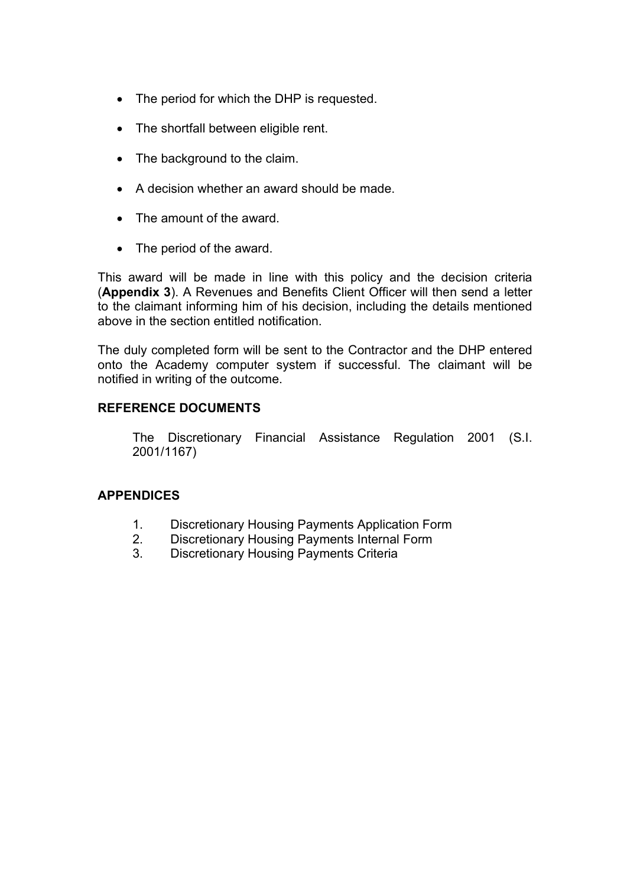- The period for which the DHP is requested.
- The shortfall between eligible rent.
- The background to the claim.
- A decision whether an award should be made.
- The amount of the award.
- The period of the award.

This award will be made in line with this policy and the decision criteria (**Appendix 3**). A Revenues and Benefits Client Officer will then send a letter to the claimant informing him of his decision, including the details mentioned above in the section entitled notification.

The duly completed form will be sent to the Contractor and the DHP entered onto the Academy computer system if successful. The claimant will be notified in writing of the outcome.

**REFERENCE DOCUMENTS**

The Discretionary Financial Assistance Regulation 2001 (S.I. 2001/1167)

**APPENDICES**

1. Discretionary Housing Payments Application Form
2. Discretionary Housing Payments Internal Form
3. Discretionary Housing Payments Criteria